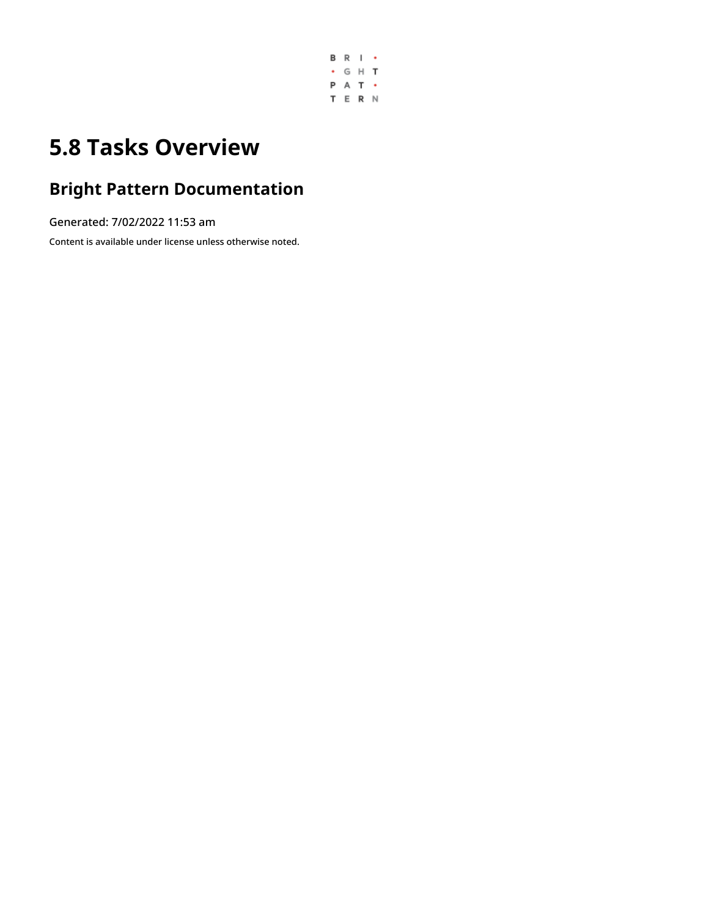# 5.8 Tasks Overview

## Bright Pattern Documentation

Generated: 7/02/2022 11:53 am

Content is available under license unless otherwise noted.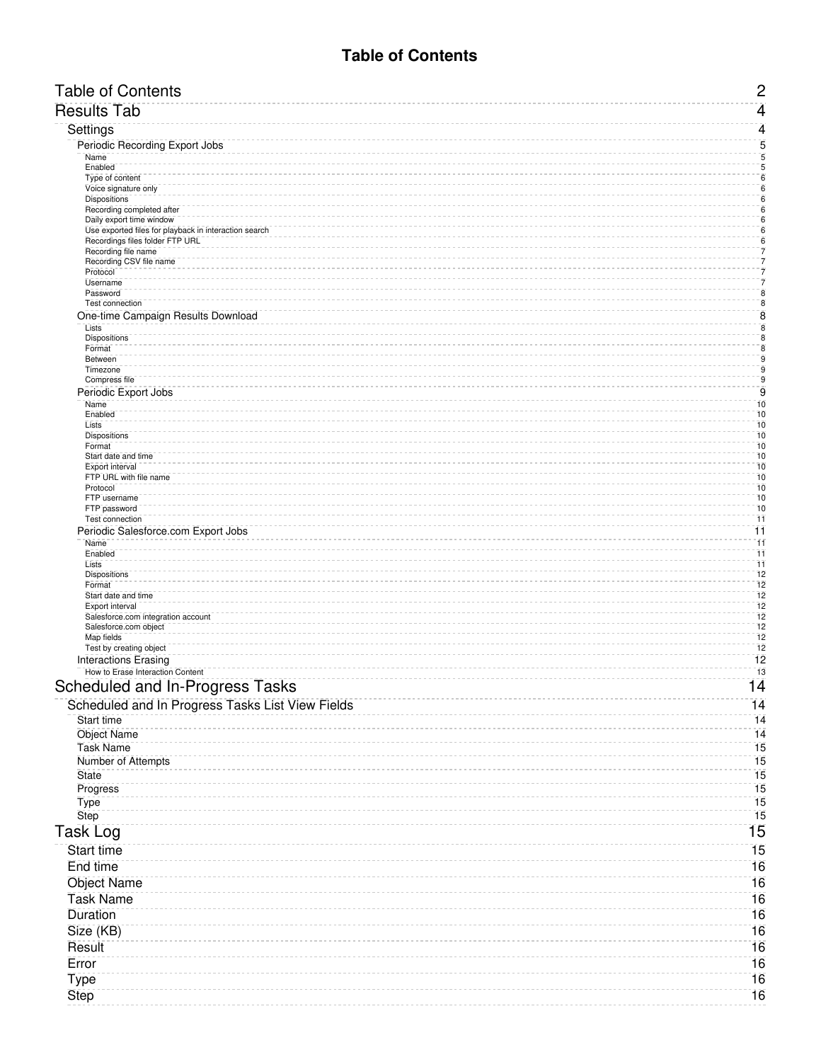# Table of Contents

- Table of Contents ........ 2
- Results Tab ........ 4
  - Settings ........ 4
    - Periodic Recording Export Jobs ........ 5
      - Name ........ 5
      - Enabled ........ 5
      - Type of content ........ 6
      - Voice signature only ........ 6
      - Dispositions ........ 6
      - Recording completed after ........ 6
      - Daily export time window ........ 6
      - Use exported files for playback in interaction search ........ 6
      - Recordings files folder FTP URL ........ 6
      - Recording file name ........ 7
      - Recording CSV file name ........ 7
      - Protocol ........ 7
      - Username ........ 7
      - Password ........ 8
      - Test connection ........ 8
    - One-time Campaign Results Download ........ 8
      - Lists ........ 8
      - Dispositions ........ 8
      - Format ........ 8
      - Between ........ 9
      - Timezone ........ 9
      - Compress file ........ 9
    - Periodic Export Jobs ........ 9
      - Name ........ 10
      - Enabled ........ 10
      - Lists ........ 10
      - Dispositions ........ 10
      - Format ........ 10
      - Start date and time ........ 10
      - Export interval ........ 10
      - FTP URL with file name ........ 10
      - Protocol ........ 10
      - FTP username ........ 10
      - FTP password ........ 10
      - Test connection ........ 11
    - Periodic Salesforce.com Export Jobs ........ 11
      - Name ........ 11
      - Enabled ........ 11
      - Lists ........ 11
      - Dispositions ........ 12
      - Format ........ 12
      - Start date and time ........ 12
      - Export interval ........ 12
      - Salesforce.com integration account ........ 12
      - Salesforce.com object ........ 12
      - Map fields ........ 12
      - Test by creating object ........ 12
    - Interactions Erasing ........ 12
      - How to Erase Interaction Content ........ 13
- Scheduled and In-Progress Tasks ........ 14
  - Scheduled and In Progress Tasks List View Fields ........ 14
    - Start time ........ 14
    - Object Name ........ 14
    - Task Name ........ 15
    - Number of Attempts ........ 15
    - State ........ 15
    - Progress ........ 15
    - Type ........ 15
    - Step ........ 15
- Task Log ........ 15
  - Start time ........ 15
  - End time ........ 16
  - Object Name ........ 16
  - Task Name ........ 16
  - Duration ........ 16
  - Size (KB) ........ 16
  - Result ........ 16
  - Error ........ 16
  - Type ........ 16
  - Step ........ 16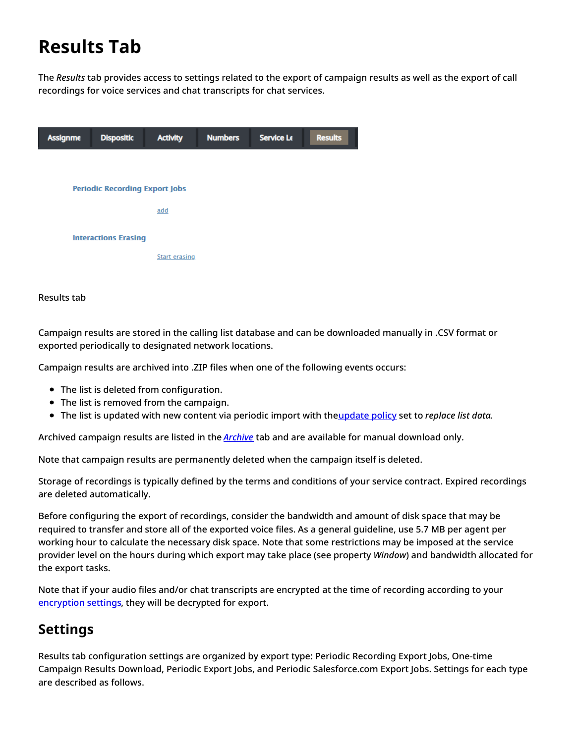# Results Tab

The *Results* tab provides access to settings related to the export of campaign results as well as the export of call recordings for voice services and chat transcripts for chat services.

Results tab

Campaign results are stored in the calling list database and can be downloaded manually in .CSV format or exported periodically to designated network locations.

Campaign results are archived into .ZIP files when one of the following events occurs:

- The list is deleted from configuration.
- The list is removed from the campaign.
- The list is updated with new content via periodic import with the update policy set to *replace list data*.

Archived campaign results are listed in the *Archive* tab and are available for manual download only.

Note that campaign results are permanently deleted when the campaign itself is deleted.

Storage of recordings is typically defined by the terms and conditions of your service contract. Expired recordings are deleted automatically.

Before configuring the export of recordings, consider the bandwidth and amount of disk space that may be required to transfer and store all of the exported voice files. As a general guideline, use 5.7 MB per agent per working hour to calculate the necessary disk space. Note that some restrictions may be imposed at the service provider level on the hours during which export may take place (see property *Window*) and bandwidth allocated for the export tasks.

Note that if your audio files and/or chat transcripts are encrypted at the time of recording according to your encryption settings, they will be decrypted for export.

## Settings

Results tab configuration settings are organized by export type: Periodic Recording Export Jobs, One-time Campaign Results Download, Periodic Export Jobs, and Periodic Salesforce.com Export Jobs. Settings for each type are described as follows.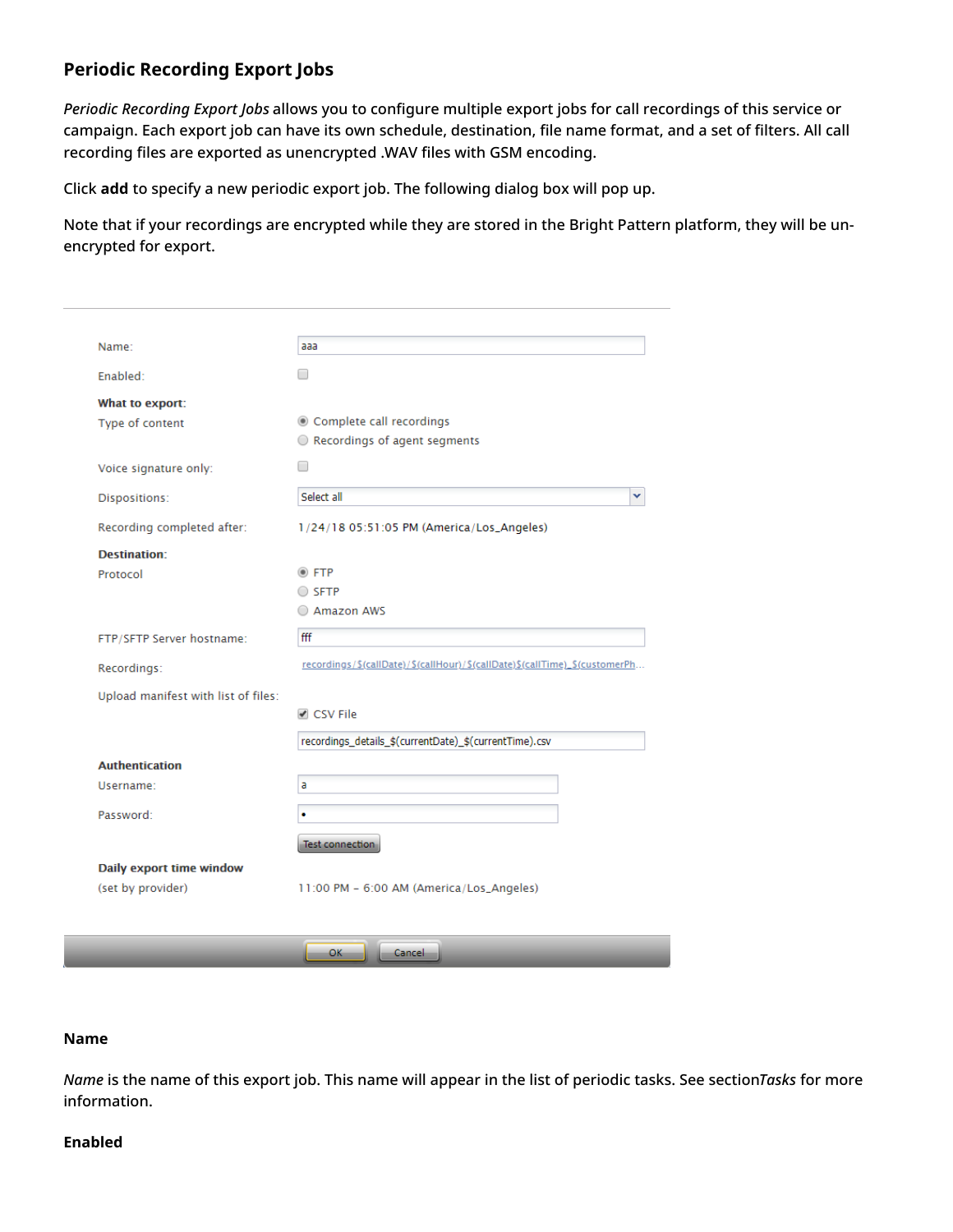### Periodic Recording Export Jobs

*Periodic Recording Export Jobs* allows you to configure multiple export jobs for call recordings of this service or campaign. Each export job can have its own schedule, destination, file name format, and a set of filters. All call recording files are exported as unencrypted .WAV files with GSM encoding.

Click **add** to specify a new periodic export job. The following dialog box will pop up.

Note that if your recordings are encrypted while they are stored in the Bright Pattern platform, they will be un-encrypted for export.

Name: aaa

Enabled:

**What to export:**

Type of content
- Complete call recordings
- Recordings of agent segments

Voice signature only:

Dispositions: Select all

Recording completed after: 1/24/18 05:51:05 PM (America/Los_Angeles)

**Destination:**

Protocol
- FTP
- SFTP
- Amazon AWS

FTP/SFTP Server hostname: fff

Recordings: recordings/$(callDate)/$(callHour)/$(callDate)$(callTime)_$(customerPh...

Upload manifest with list of files:
- CSV File

recordings_details_$(currentDate)_$(currentTime).csv

**Authentication**

Username: a

Password: •

Test connection

**Daily export time window**

(set by provider) 11:00 PM - 6:00 AM (America/Los_Angeles)

OK Cancel

#### Name

*Name* is the name of this export job. This name will appear in the list of periodic tasks. See section*Tasks* for more information.

#### Enabled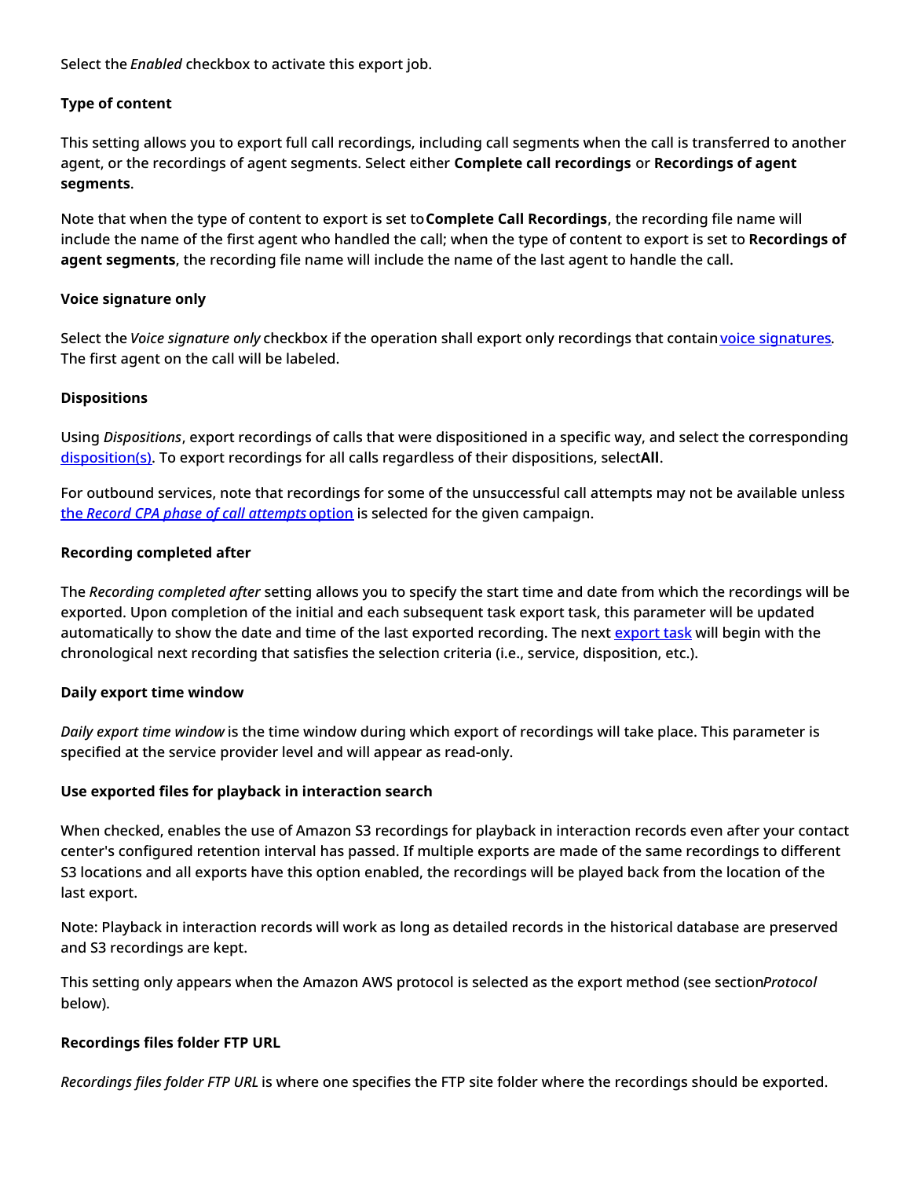Select the *Enabled* checkbox to activate this export job.

### Type of content

This setting allows you to export full call recordings, including call segments when the call is transferred to another agent, or the recordings of agent segments. Select either **Complete call recordings** or **Recordings of agent segments**.

Note that when the type of content to export is set to **Complete Call Recordings**, the recording file name will include the name of the first agent who handled the call; when the type of content to export is set to **Recordings of agent segments**, the recording file name will include the name of the last agent to handle the call.

### Voice signature only

Select the *Voice signature only* checkbox if the operation shall export only recordings that contain voice signatures. The first agent on the call will be labeled.

### Dispositions

Using *Dispositions*, export recordings of calls that were dispositioned in a specific way, and select the corresponding disposition(s). To export recordings for all calls regardless of their dispositions, select **All**.

For outbound services, note that recordings for some of the unsuccessful call attempts may not be available unless the *Record CPA phase of call attempts* option is selected for the given campaign.

### Recording completed after

The *Recording completed after* setting allows you to specify the start time and date from which the recordings will be exported. Upon completion of the initial and each subsequent task export task, this parameter will be updated automatically to show the date and time of the last exported recording. The next export task will begin with the chronological next recording that satisfies the selection criteria (i.e., service, disposition, etc.).

### Daily export time window

*Daily export time window* is the time window during which export of recordings will take place. This parameter is specified at the service provider level and will appear as read-only.

### Use exported files for playback in interaction search

When checked, enables the use of Amazon S3 recordings for playback in interaction records even after your contact center's configured retention interval has passed. If multiple exports are made of the same recordings to different S3 locations and all exports have this option enabled, the recordings will be played back from the location of the last export.

Note: Playback in interaction records will work as long as detailed records in the historical database are preserved and S3 recordings are kept.

This setting only appears when the Amazon AWS protocol is selected as the export method (see section *Protocol* below).

### Recordings files folder FTP URL

*Recordings files folder FTP URL* is where one specifies the FTP site folder where the recordings should be exported.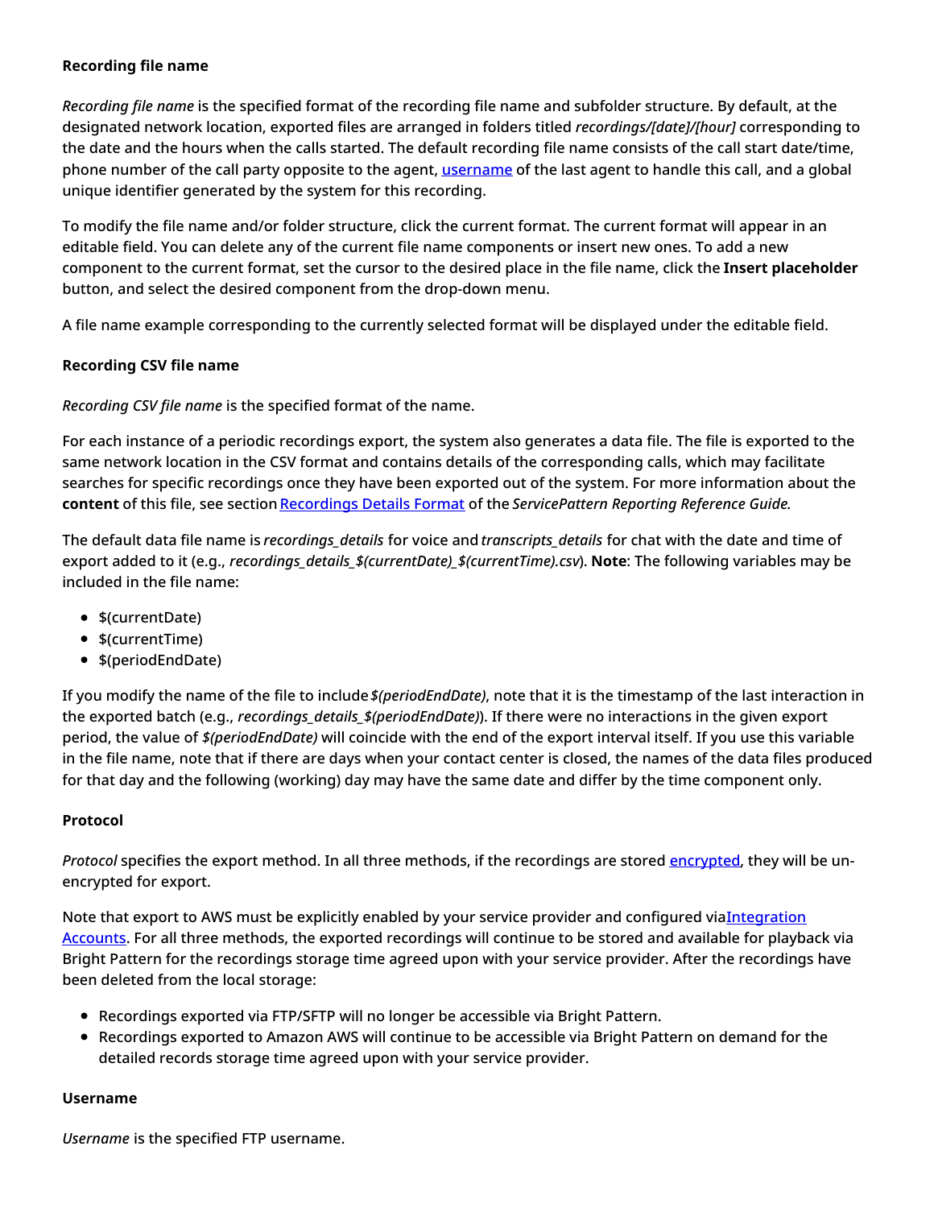#### Recording file name

*Recording file name* is the specified format of the recording file name and subfolder structure. By default, at the designated network location, exported files are arranged in folders titled *recordings/[date]/[hour]* corresponding to the date and the hours when the calls started. The default recording file name consists of the call start date/time, phone number of the call party opposite to the agent, username of the last agent to handle this call, and a global unique identifier generated by the system for this recording.

To modify the file name and/or folder structure, click the current format. The current format will appear in an editable field. You can delete any of the current file name components or insert new ones. To add a new component to the current format, set the cursor to the desired place in the file name, click the **Insert placeholder** button, and select the desired component from the drop-down menu.

A file name example corresponding to the currently selected format will be displayed under the editable field.

#### Recording CSV file name

*Recording CSV file name* is the specified format of the name.

For each instance of a periodic recordings export, the system also generates a data file. The file is exported to the same network location in the CSV format and contains details of the corresponding calls, which may facilitate searches for specific recordings once they have been exported out of the system. For more information about the **content** of this file, see section Recordings Details Format of the *ServicePattern Reporting Reference Guide.*

The default data file name is *recordings_details* for voice and *transcripts_details* for chat with the date and time of export added to it (e.g., *recordings_details_$(currentDate)_$(currentTime).csv*). **Note**: The following variables may be included in the file name:

- $(currentDate)
- $(currentTime)
- $(periodEndDate)

If you modify the name of the file to include *$(periodEndDate)*, note that it is the timestamp of the last interaction in the exported batch (e.g., *recordings_details_$(periodEndDate)*). If there were no interactions in the given export period, the value of *$(periodEndDate)* will coincide with the end of the export interval itself. If you use this variable in the file name, note that if there are days when your contact center is closed, the names of the data files produced for that day and the following (working) day may have the same date and differ by the time component only.

#### Protocol

*Protocol* specifies the export method. In all three methods, if the recordings are stored encrypted, they will be un-encrypted for export.

Note that export to AWS must be explicitly enabled by your service provider and configured via Integration Accounts. For all three methods, the exported recordings will continue to be stored and available for playback via Bright Pattern for the recordings storage time agreed upon with your service provider. After the recordings have been deleted from the local storage:

- Recordings exported via FTP/SFTP will no longer be accessible via Bright Pattern.
- Recordings exported to Amazon AWS will continue to be accessible via Bright Pattern on demand for the detailed records storage time agreed upon with your service provider.

#### Username

*Username* is the specified FTP username.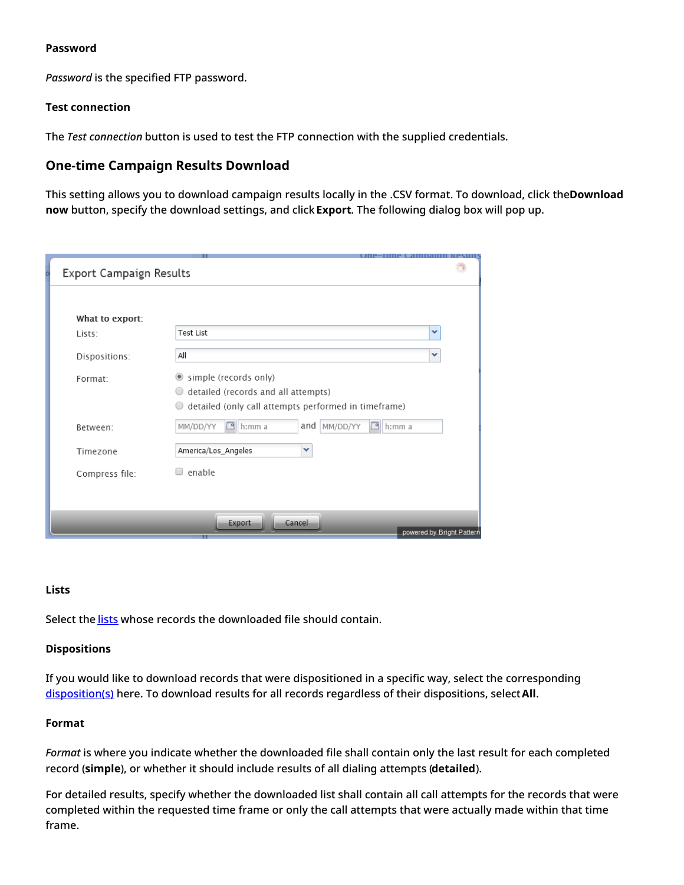**Password**

*Password* is the specified FTP password.

**Test connection**

The *Test connection* button is used to test the FTP connection with the supplied credentials.

## One-time Campaign Results Download

This setting allows you to download campaign results locally in the .CSV format. To download, click the**Download now** button, specify the download settings, and click **Export**. The following dialog box will pop up.

**Lists**

Select the lists whose records the downloaded file should contain.

**Dispositions**

If you would like to download records that were dispositioned in a specific way, select the corresponding disposition(s) here. To download results for all records regardless of their dispositions, select **All**.

**Format**

*Format* is where you indicate whether the downloaded file shall contain only the last result for each completed record (**simple**), or whether it should include results of all dialing attempts (**detailed**).

For detailed results, specify whether the downloaded list shall contain all call attempts for the records that were completed within the requested time frame or only the call attempts that were actually made within that time frame.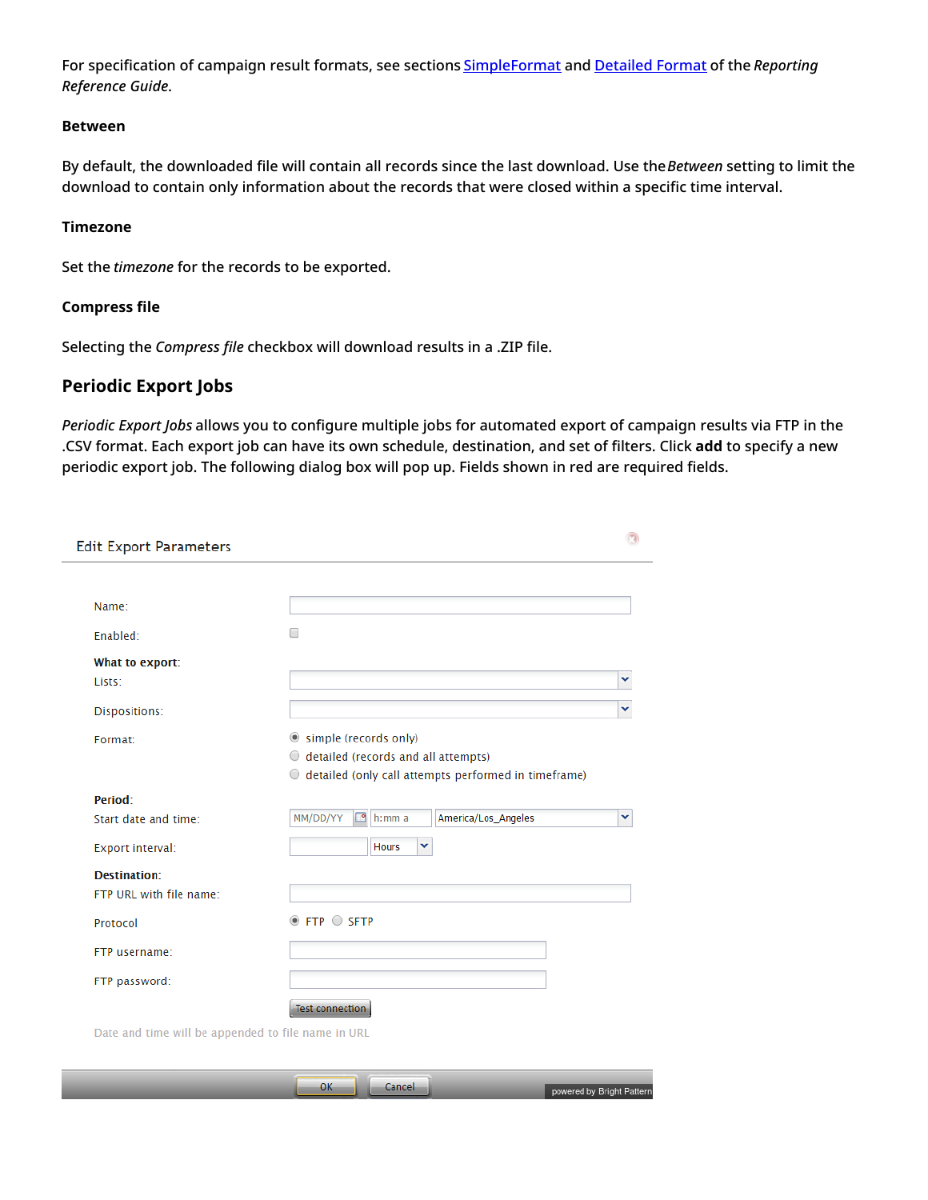For specification of campaign result formats, see sections SimpleFormat and Detailed Format of the *Reporting Reference Guide*.

#### Between

By default, the downloaded file will contain all records since the last download. Use the *Between* setting to limit the download to contain only information about the records that were closed within a specific time interval.

#### Timezone

Set the *timezone* for the records to be exported.

#### Compress file

Selecting the *Compress file* checkbox will download results in a .ZIP file.

### Periodic Export Jobs

*Periodic Export Jobs* allows you to configure multiple jobs for automated export of campaign results via FTP in the .CSV format. Each export job can have its own schedule, destination, and set of filters. Click **add** to specify a new periodic export job. The following dialog box will pop up. Fields shown in red are required fields.

Edit Export Parameters

Name:

Enabled:

**What to export:**

Lists:

Dispositions:

Format:
- simple (records only)
- detailed (records and all attempts)
- detailed (only call attempts performed in timeframe)

**Period:**

Start date and time: MM/DD/YY h:mm a America/Los_Angeles

Export interval: Hours

**Destination:**

FTP URL with file name:

Protocol: FTP SFTP

FTP username:

FTP password:

Test connection

Date and time will be appended to file name in URL

OK Cancel

powered by Bright Pattern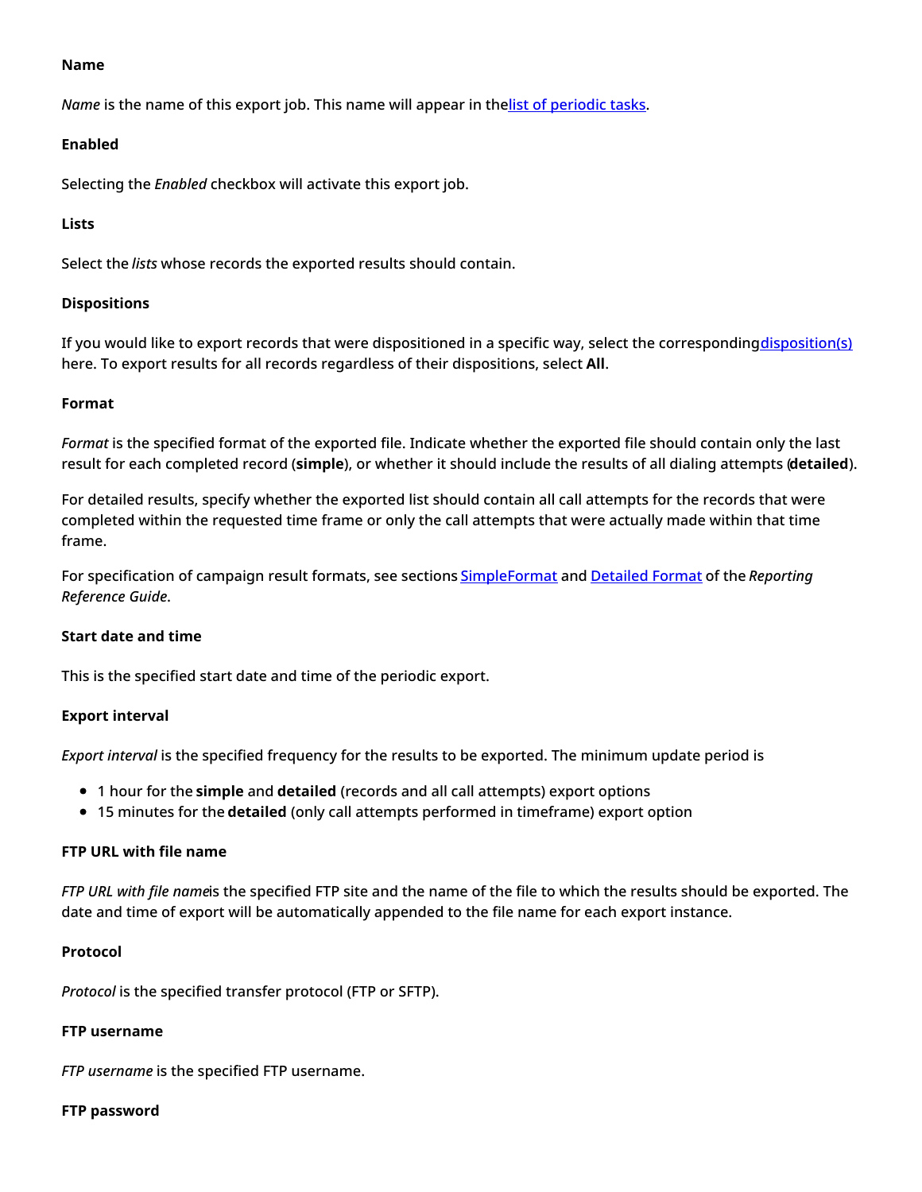**Name**

*Name* is the name of this export job. This name will appear in the list of periodic tasks.

**Enabled**

Selecting the *Enabled* checkbox will activate this export job.

**Lists**

Select the *lists* whose records the exported results should contain.

**Dispositions**

If you would like to export records that were dispositioned in a specific way, select the corresponding disposition(s) here. To export results for all records regardless of their dispositions, select **All**.

**Format**

*Format* is the specified format of the exported file. Indicate whether the exported file should contain only the last result for each completed record (**simple**), or whether it should include the results of all dialing attempts (**detailed**).

For detailed results, specify whether the exported list should contain all call attempts for the records that were completed within the requested time frame or only the call attempts that were actually made within that time frame.

For specification of campaign result formats, see sections SimpleFormat and Detailed Format of the *Reporting Reference Guide*.

**Start date and time**

This is the specified start date and time of the periodic export.

**Export interval**

*Export interval* is the specified frequency for the results to be exported. The minimum update period is

- 1 hour for the **simple** and **detailed** (records and all call attempts) export options
- 15 minutes for the **detailed** (only call attempts performed in timeframe) export option

**FTP URL with file name**

*FTP URL with file name* is the specified FTP site and the name of the file to which the results should be exported. The date and time of export will be automatically appended to the file name for each export instance.

**Protocol**

*Protocol* is the specified transfer protocol (FTP or SFTP).

**FTP username**

*FTP username* is the specified FTP username.

**FTP password**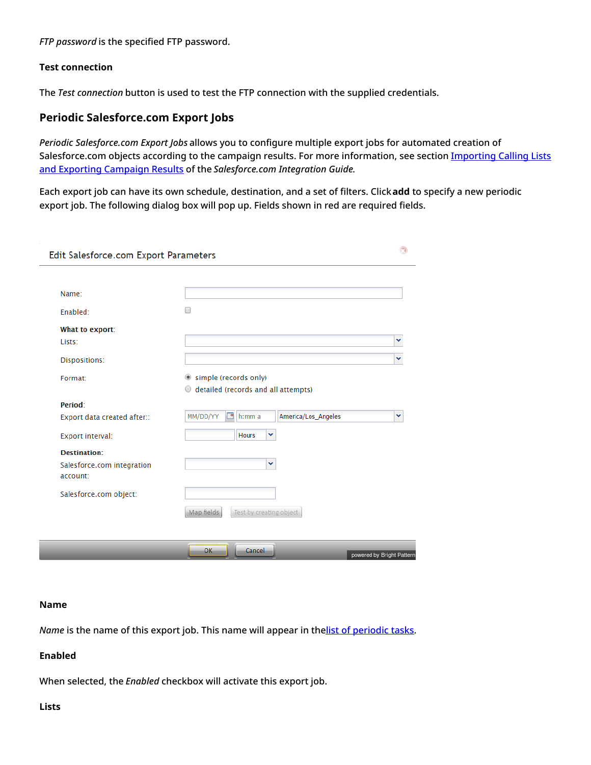*FTP password* is the specified FTP password.

### Test connection

The *Test connection* button is used to test the FTP connection with the supplied credentials.

## Periodic Salesforce.com Export Jobs

*Periodic Salesforce.com Export Jobs* allows you to configure multiple export jobs for automated creation of Salesforce.com objects according to the campaign results. For more information, see section [Importing Calling Lists and Exporting Campaign Results]() of the *Salesforce.com Integration Guide.*

Each export job can have its own schedule, destination, and a set of filters. Click **add** to specify a new periodic export job. The following dialog box will pop up. Fields shown in red are required fields.

### Name

*Name* is the name of this export job. This name will appear in the [list of periodic tasks]().

### Enabled

When selected, the *Enabled* checkbox will activate this export job.

### Lists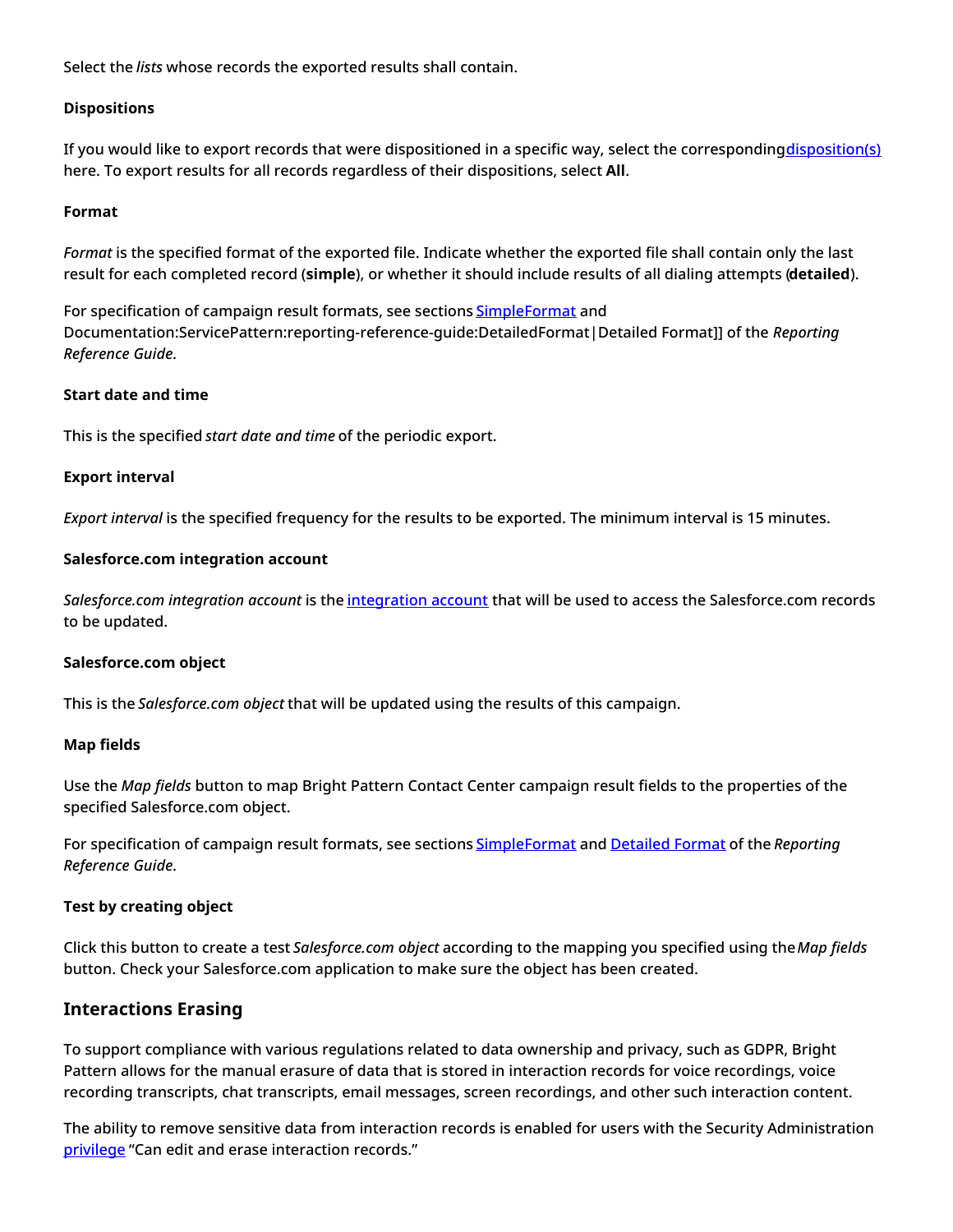Select the *lists* whose records the exported results shall contain.

#### Dispositions

If you would like to export records that were dispositioned in a specific way, select the corresponding disposition(s) here. To export results for all records regardless of their dispositions, select **All**.

#### Format

*Format* is the specified format of the exported file. Indicate whether the exported file shall contain only the last result for each completed record (**simple**), or whether it should include results of all dialing attempts (**detailed**).

For specification of campaign result formats, see sections SimpleFormat and Documentation:ServicePattern:reporting-reference-guide:DetailedFormat|Detailed Format]] of the *Reporting Reference Guide*.

#### Start date and time

This is the specified *start date and time* of the periodic export.

#### Export interval

*Export interval* is the specified frequency for the results to be exported. The minimum interval is 15 minutes.

#### Salesforce.com integration account

*Salesforce.com integration account* is the integration account that will be used to access the Salesforce.com records to be updated.

#### Salesforce.com object

This is the *Salesforce.com object* that will be updated using the results of this campaign.

#### Map fields

Use the *Map fields* button to map Bright Pattern Contact Center campaign result fields to the properties of the specified Salesforce.com object.

For specification of campaign result formats, see sections SimpleFormat and Detailed Format of the *Reporting Reference Guide*.

#### Test by creating object

Click this button to create a test *Salesforce.com object* according to the mapping you specified using the *Map fields* button. Check your Salesforce.com application to make sure the object has been created.

### Interactions Erasing

To support compliance with various regulations related to data ownership and privacy, such as GDPR, Bright Pattern allows for the manual erasure of data that is stored in interaction records for voice recordings, voice recording transcripts, chat transcripts, email messages, screen recordings, and other such interaction content.

The ability to remove sensitive data from interaction records is enabled for users with the Security Administration privilege "Can edit and erase interaction records."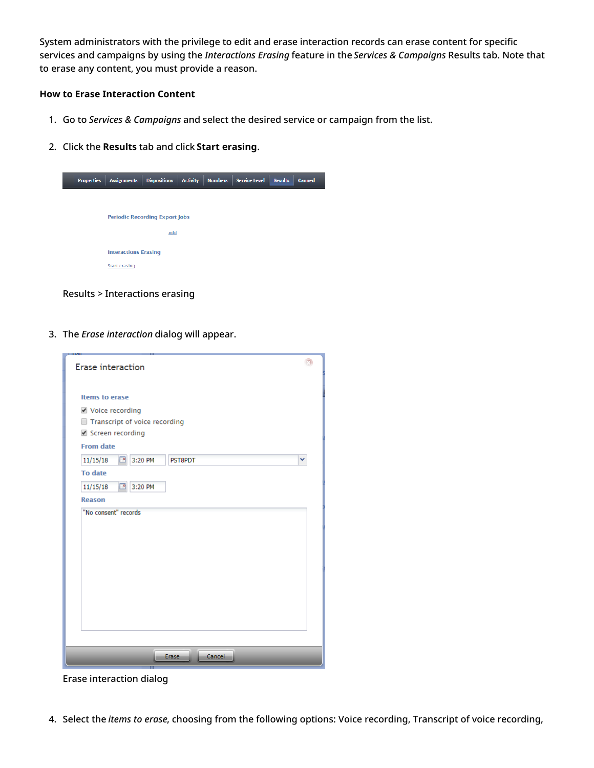System administrators with the privilege to edit and erase interaction records can erase content for specific services and campaigns by using the *Interactions Erasing* feature in the *Services & Campaigns* Results tab. Note that to erase any content, you must provide a reason.

**How to Erase Interaction Content**

1. Go to *Services & Campaigns* and select the desired service or campaign from the list.

2. Click the **Results** tab and click **Start erasing**.

   Results > Interactions erasing

3. The *Erase interaction* dialog will appear.

   Erase interaction dialog

4. Select the *items to erase*, choosing from the following options: Voice recording, Transcript of voice recording,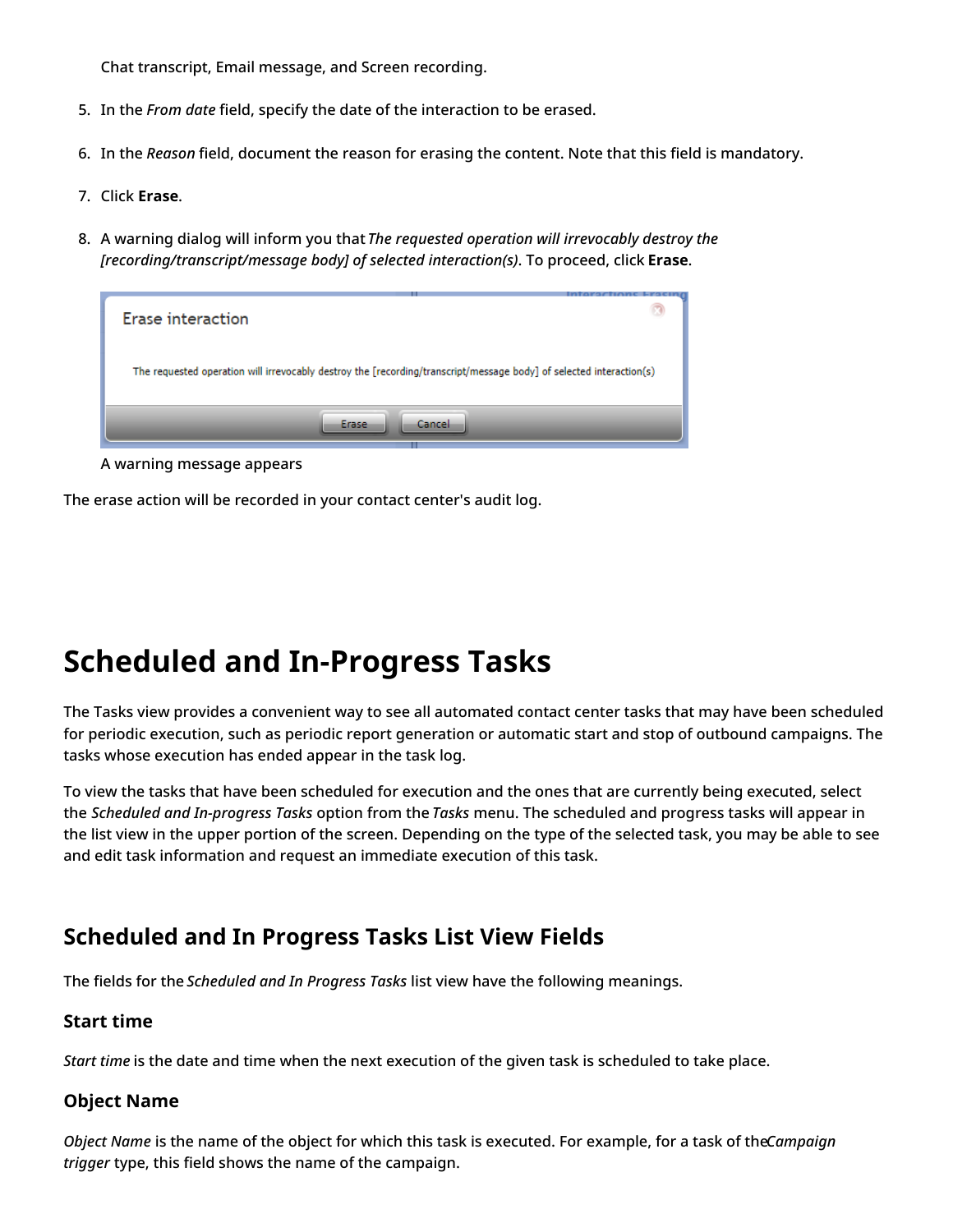Chat transcript, Email message, and Screen recording.

5. In the *From date* field, specify the date of the interaction to be erased.

6. In the *Reason* field, document the reason for erasing the content. Note that this field is mandatory.

7. Click **Erase**.

8. A warning dialog will inform you that *The requested operation will irrevocably destroy the [recording/transcript/message body] of selected interaction(s)*. To proceed, click **Erase**.

A warning message appears

The erase action will be recorded in your contact center's audit log.

# Scheduled and In-Progress Tasks

The Tasks view provides a convenient way to see all automated contact center tasks that may have been scheduled for periodic execution, such as periodic report generation or automatic start and stop of outbound campaigns. The tasks whose execution has ended appear in the task log.

To view the tasks that have been scheduled for execution and the ones that are currently being executed, select the *Scheduled and In-progress Tasks* option from the *Tasks* menu. The scheduled and progress tasks will appear in the list view in the upper portion of the screen. Depending on the type of the selected task, you may be able to see and edit task information and request an immediate execution of this task.

## Scheduled and In Progress Tasks List View Fields

The fields for the *Scheduled and In Progress Tasks* list view have the following meanings.

### Start time

*Start time* is the date and time when the next execution of the given task is scheduled to take place.

### Object Name

*Object Name* is the name of the object for which this task is executed. For example, for a task of the *Campaign trigger* type, this field shows the name of the campaign.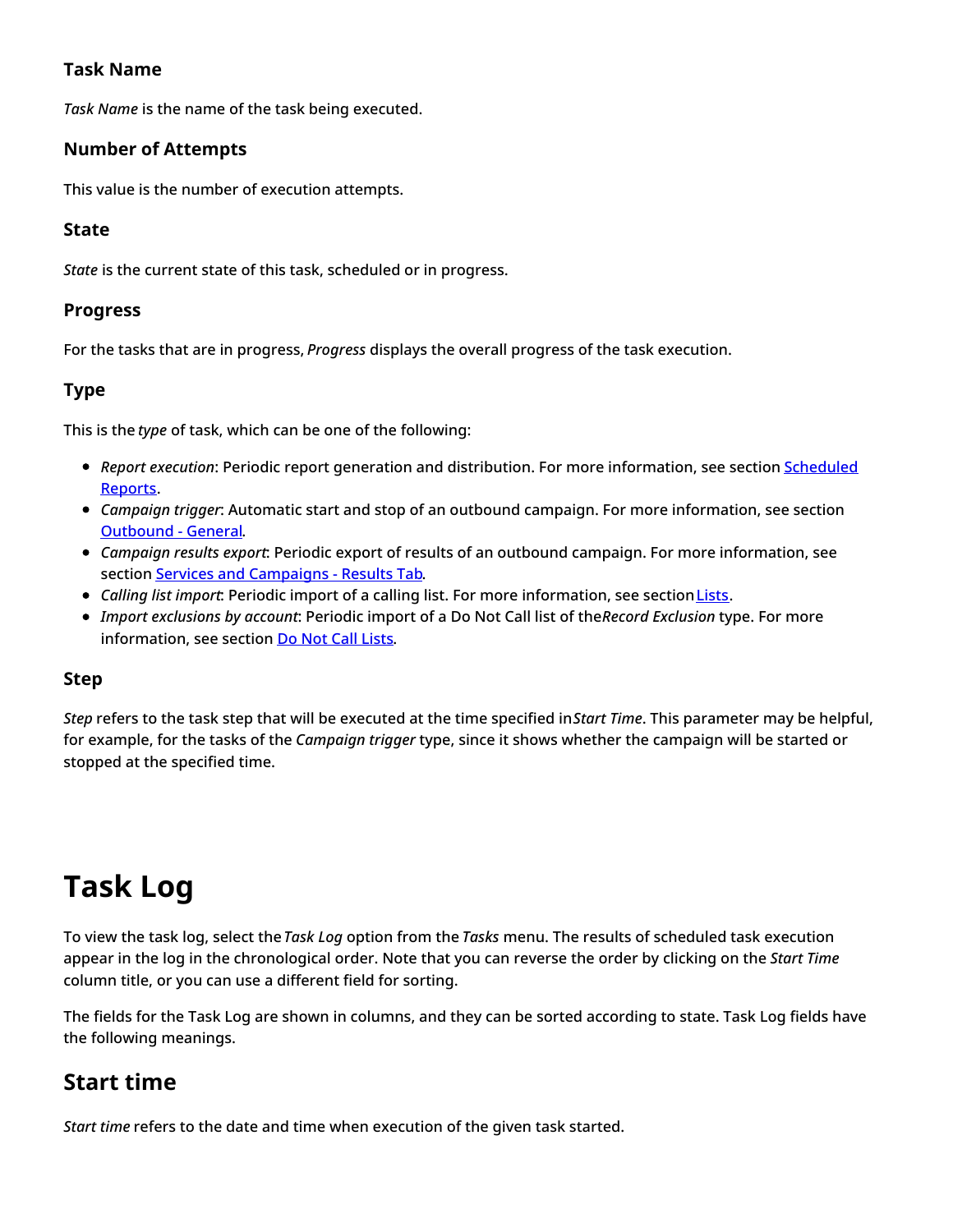### Task Name

*Task Name* is the name of the task being executed.

### Number of Attempts

This value is the number of execution attempts.

### State

*State* is the current state of this task, scheduled or in progress.

### Progress

For the tasks that are in progress, *Progress* displays the overall progress of the task execution.

### Type

This is the *type* of task, which can be one of the following:

- *Report execution*: Periodic report generation and distribution. For more information, see section [Scheduled Reports](#).
- *Campaign trigger*: Automatic start and stop of an outbound campaign. For more information, see section [Outbound - General](#).
- *Campaign results export*: Periodic export of results of an outbound campaign. For more information, see section [Services and Campaigns - Results Tab](#).
- *Calling list import*: Periodic import of a calling list. For more information, see section [Lists](#).
- *Import exclusions by account*: Periodic import of a Do Not Call list of the *Record Exclusion* type. For more information, see section [Do Not Call Lists](#).

### Step

*Step* refers to the task step that will be executed at the time specified in *Start Time*. This parameter may be helpful, for example, for the tasks of the *Campaign trigger* type, since it shows whether the campaign will be started or stopped at the specified time.

# Task Log

To view the task log, select the *Task Log* option from the *Tasks* menu. The results of scheduled task execution appear in the log in the chronological order. Note that you can reverse the order by clicking on the *Start Time* column title, or you can use a different field for sorting.

The fields for the Task Log are shown in columns, and they can be sorted according to state. Task Log fields have the following meanings.

## Start time

*Start time* refers to the date and time when execution of the given task started.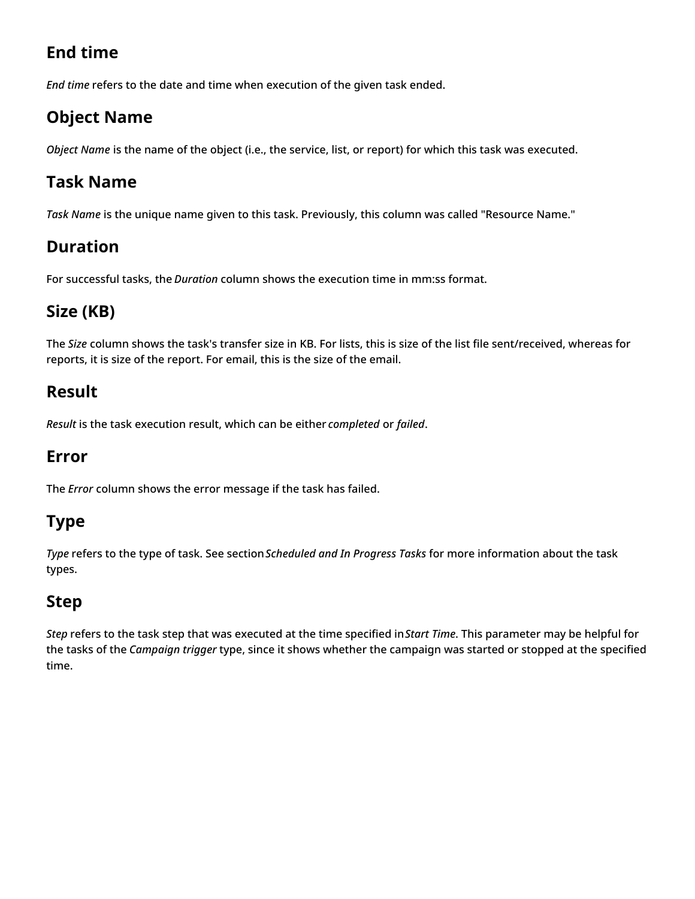## End time

*End time* refers to the date and time when execution of the given task ended.

## Object Name

*Object Name* is the name of the object (i.e., the service, list, or report) for which this task was executed.

## Task Name

*Task Name* is the unique name given to this task. Previously, this column was called "Resource Name."

## Duration

For successful tasks, the *Duration* column shows the execution time in mm:ss format.

## Size (KB)

The *Size* column shows the task's transfer size in KB. For lists, this is size of the list file sent/received, whereas for reports, it is size of the report. For email, this is the size of the email.

## Result

*Result* is the task execution result, which can be either *completed* or *failed*.

## Error

The *Error* column shows the error message if the task has failed.

## Type

*Type* refers to the type of task. See section *Scheduled and In Progress Tasks* for more information about the task types.

## Step

*Step* refers to the task step that was executed at the time specified in *Start Time*. This parameter may be helpful for the tasks of the *Campaign trigger* type, since it shows whether the campaign was started or stopped at the specified time.